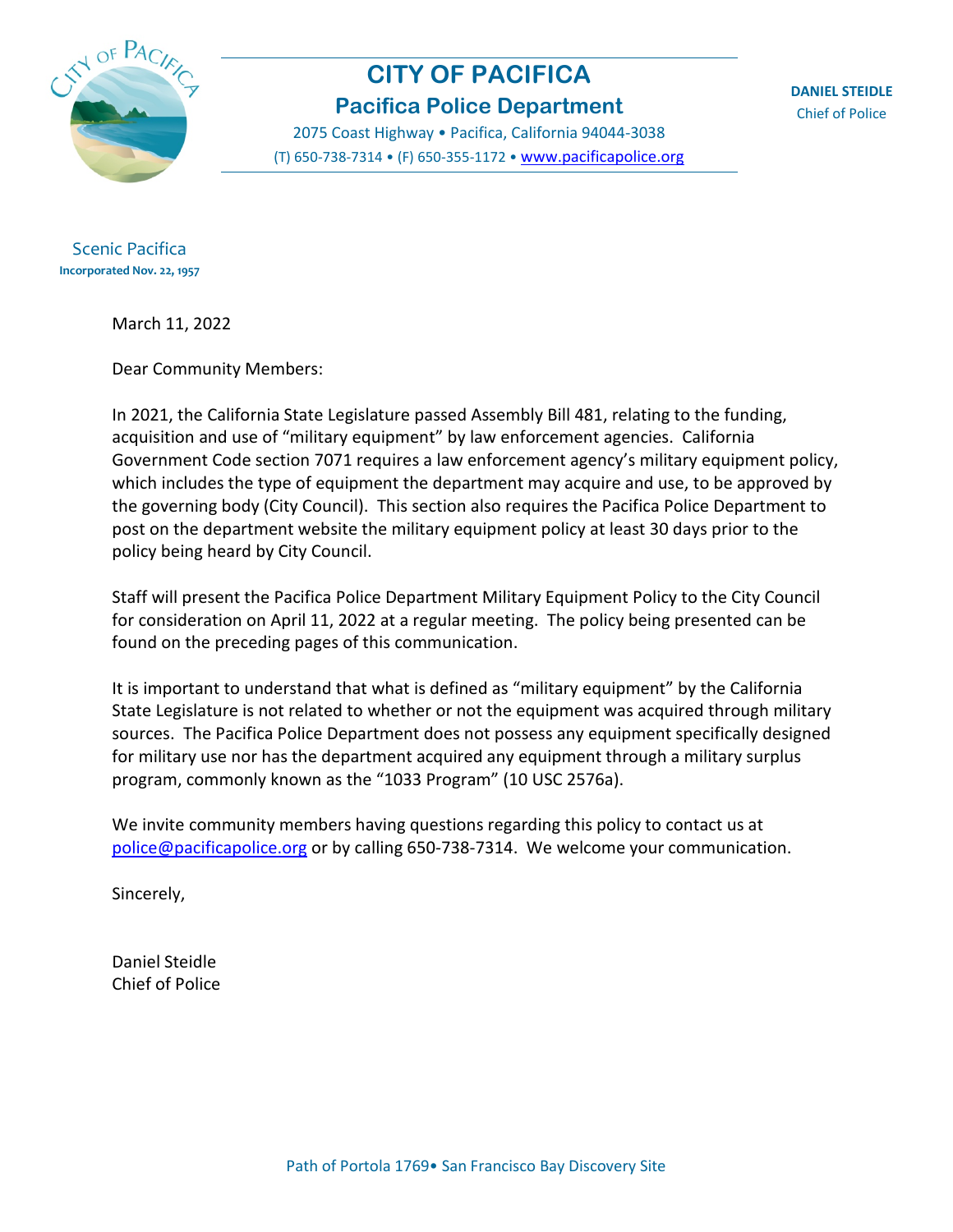# CITY OF PACIFICA

## Pacifica Police Department

2075 Coast Highway • Pacifica, California 94044-3038
(T) 650-738-7314 • (F) 650-355-1172 • www.pacificapolice.org

**DANIEL STEIDLE**
Chief of Police

Scenic Pacifica
**Incorporated Nov. 22, 1957**

March 11, 2022

Dear Community Members:

In 2021, the California State Legislature passed Assembly Bill 481, relating to the funding, acquisition and use of "military equipment" by law enforcement agencies. California Government Code section 7071 requires a law enforcement agency's military equipment policy, which includes the type of equipment the department may acquire and use, to be approved by the governing body (City Council). This section also requires the Pacifica Police Department to post on the department website the military equipment policy at least 30 days prior to the policy being heard by City Council.

Staff will present the Pacifica Police Department Military Equipment Policy to the City Council for consideration on April 11, 2022 at a regular meeting. The policy being presented can be found on the preceding pages of this communication.

It is important to understand that what is defined as "military equipment" by the California State Legislature is not related to whether or not the equipment was acquired through military sources. The Pacifica Police Department does not possess any equipment specifically designed for military use nor has the department acquired any equipment through a military surplus program, commonly known as the "1033 Program" (10 USC 2576a).

We invite community members having questions regarding this policy to contact us at police@pacificapolice.org or by calling 650-738-7314. We welcome your communication.

Sincerely,

Daniel Steidle
Chief of Police

Path of Portola 1769• San Francisco Bay Discovery Site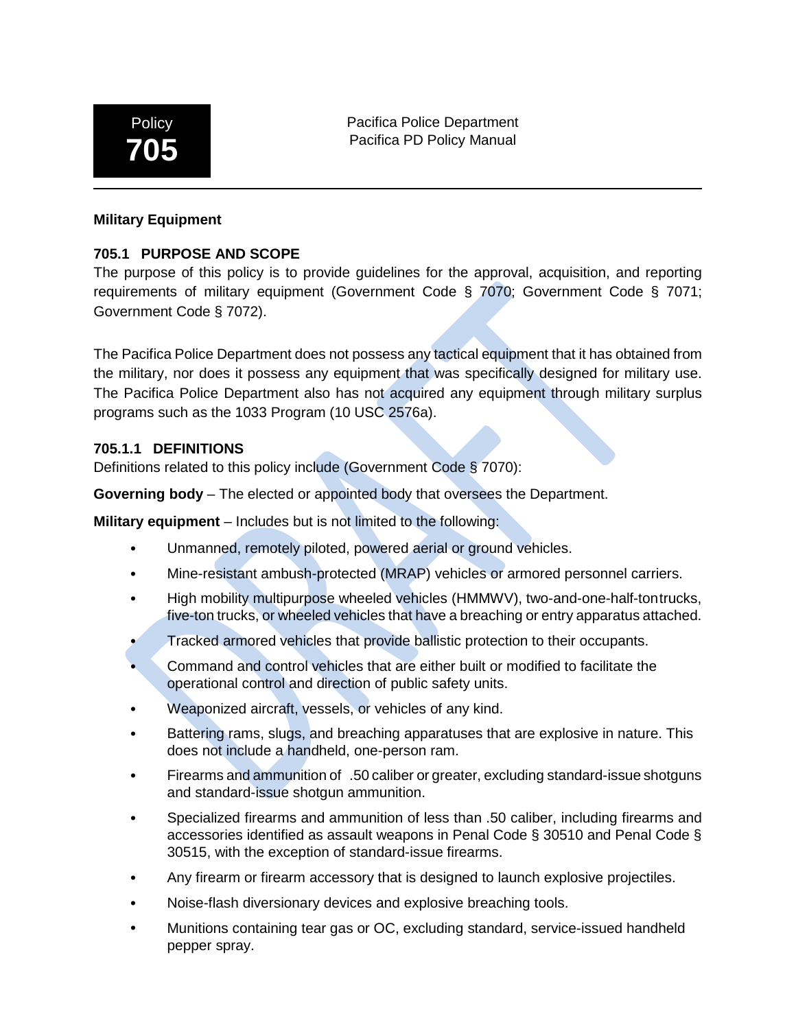Policy 705

Pacifica Police Department
Pacifica PD Policy Manual

## Military Equipment

### 705.1 PURPOSE AND SCOPE

The purpose of this policy is to provide guidelines for the approval, acquisition, and reporting requirements of military equipment (Government Code § 7070; Government Code § 7071; Government Code § 7072).

The Pacifica Police Department does not possess any tactical equipment that it has obtained from the military, nor does it possess any equipment that was specifically designed for military use. The Pacifica Police Department also has not acquired any equipment through military surplus programs such as the 1033 Program (10 USC 2576a).

#### 705.1.1 DEFINITIONS

Definitions related to this policy include (Government Code § 7070):

**Governing body** – The elected or appointed body that oversees the Department.

**Military equipment** – Includes but is not limited to the following:

- Unmanned, remotely piloted, powered aerial or ground vehicles.
- Mine-resistant ambush-protected (MRAP) vehicles or armored personnel carriers.
- High mobility multipurpose wheeled vehicles (HMMWV), two-and-one-half-ton trucks, five-ton trucks, or wheeled vehicles that have a breaching or entry apparatus attached.
- Tracked armored vehicles that provide ballistic protection to their occupants.
- Command and control vehicles that are either built or modified to facilitate the operational control and direction of public safety units.
- Weaponized aircraft, vessels, or vehicles of any kind.
- Battering rams, slugs, and breaching apparatuses that are explosive in nature. This does not include a handheld, one-person ram.
- Firearms and ammunition of .50 caliber or greater, excluding standard-issue shotguns and standard-issue shotgun ammunition.
- Specialized firearms and ammunition of less than .50 caliber, including firearms and accessories identified as assault weapons in Penal Code § 30510 and Penal Code § 30515, with the exception of standard-issue firearms.
- Any firearm or firearm accessory that is designed to launch explosive projectiles.
- Noise-flash diversionary devices and explosive breaching tools.
- Munitions containing tear gas or OC, excluding standard, service-issued handheld pepper spray.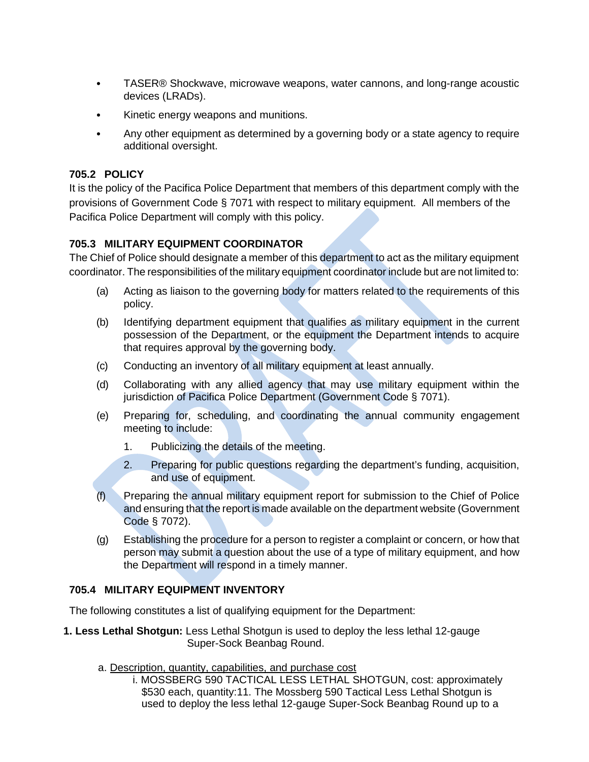- TASER® Shockwave, microwave weapons, water cannons, and long-range acoustic devices (LRADs).
- Kinetic energy weapons and munitions.
- Any other equipment as determined by a governing body or a state agency to require additional oversight.

### 705.2 POLICY

It is the policy of the Pacifica Police Department that members of this department comply with the provisions of Government Code § 7071 with respect to military equipment. All members of the Pacifica Police Department will comply with this policy.

### 705.3 MILITARY EQUIPMENT COORDINATOR

The Chief of Police should designate a member of this department to act as the military equipment coordinator. The responsibilities of the military equipment coordinator include but are not limited to:

(a) Acting as liaison to the governing body for matters related to the requirements of this policy.

(b) Identifying department equipment that qualifies as military equipment in the current possession of the Department, or the equipment the Department intends to acquire that requires approval by the governing body.

(c) Conducting an inventory of all military equipment at least annually.

(d) Collaborating with any allied agency that may use military equipment within the jurisdiction of Pacifica Police Department (Government Code § 7071).

(e) Preparing for, scheduling, and coordinating the annual community engagement meeting to include:

1. Publicizing the details of the meeting.
2. Preparing for public questions regarding the department's funding, acquisition, and use of equipment.

(f) Preparing the annual military equipment report for submission to the Chief of Police and ensuring that the report is made available on the department website (Government Code § 7072).

(g) Establishing the procedure for a person to register a complaint or concern, or how that person may submit a question about the use of a type of military equipment, and how the Department will respond in a timely manner.

### 705.4 MILITARY EQUIPMENT INVENTORY

The following constitutes a list of qualifying equipment for the Department:

**1. Less Lethal Shotgun:** Less Lethal Shotgun is used to deploy the less lethal 12-gauge Super-Sock Beanbag Round.

a. <u>Description, quantity, capabilities, and purchase cost</u>

i. MOSSBERG 590 TACTICAL LESS LETHAL SHOTGUN, cost: approximately $530 each, quantity:11. The Mossberg 590 Tactical Less Lethal Shotgun is used to deploy the less lethal 12-gauge Super-Sock Beanbag Round up to a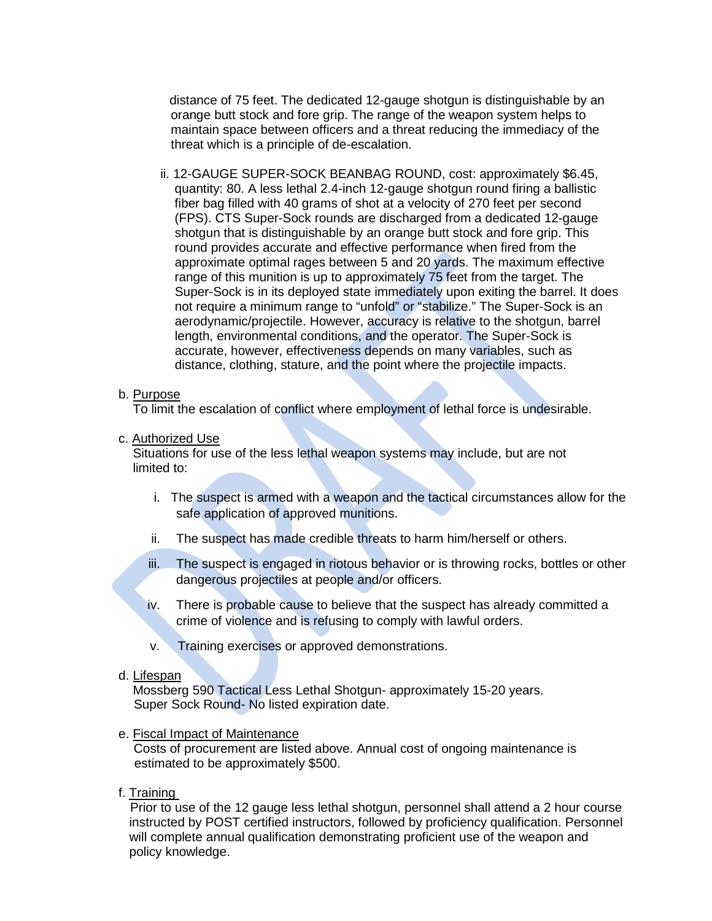distance of 75 feet. The dedicated 12-gauge shotgun is distinguishable by an orange butt stock and fore grip. The range of the weapon system helps to maintain space between officers and a threat reducing the immediacy of the threat which is a principle of de-escalation.

ii. 12-GAUGE SUPER-SOCK BEANBAG ROUND, cost: approximately $6.45, quantity: 80. A less lethal 2.4-inch 12-gauge shotgun round firing a ballistic fiber bag filled with 40 grams of shot at a velocity of 270 feet per second (FPS). CTS Super-Sock rounds are discharged from a dedicated 12-gauge shotgun that is distinguishable by an orange butt stock and fore grip. This round provides accurate and effective performance when fired from the approximate optimal rages between 5 and 20 yards. The maximum effective range of this munition is up to approximately 75 feet from the target. The Super-Sock is in its deployed state immediately upon exiting the barrel. It does not require a minimum range to "unfold" or "stabilize." The Super-Sock is an aerodynamic/projectile. However, accuracy is relative to the shotgun, barrel length, environmental conditions, and the operator. The Super-Sock is accurate, however, effectiveness depends on many variables, such as distance, clothing, stature, and the point where the projectile impacts.

b. <u>Purpose</u>
To limit the escalation of conflict where employment of lethal force is undesirable.

c. <u>Authorized Use</u>
Situations for use of the less lethal weapon systems may include, but are not limited to:

i. The suspect is armed with a weapon and the tactical circumstances allow for the safe application of approved munitions.

ii. The suspect has made credible threats to harm him/herself or others.

iii. The suspect is engaged in riotous behavior or is throwing rocks, bottles or other dangerous projectiles at people and/or officers.

iv. There is probable cause to believe that the suspect has already committed a crime of violence and is refusing to comply with lawful orders.

v. Training exercises or approved demonstrations.

d. <u>Lifespan</u>
Mossberg 590 Tactical Less Lethal Shotgun- approximately 15-20 years.
Super Sock Round- No listed expiration date.

e. <u>Fiscal Impact of Maintenance</u>
Costs of procurement are listed above. Annual cost of ongoing maintenance is estimated to be approximately $500.

f. <u>Training</u>
Prior to use of the 12 gauge less lethal shotgun, personnel shall attend a 2 hour course instructed by POST certified instructors, followed by proficiency qualification. Personnel will complete annual qualification demonstrating proficient use of the weapon and policy knowledge.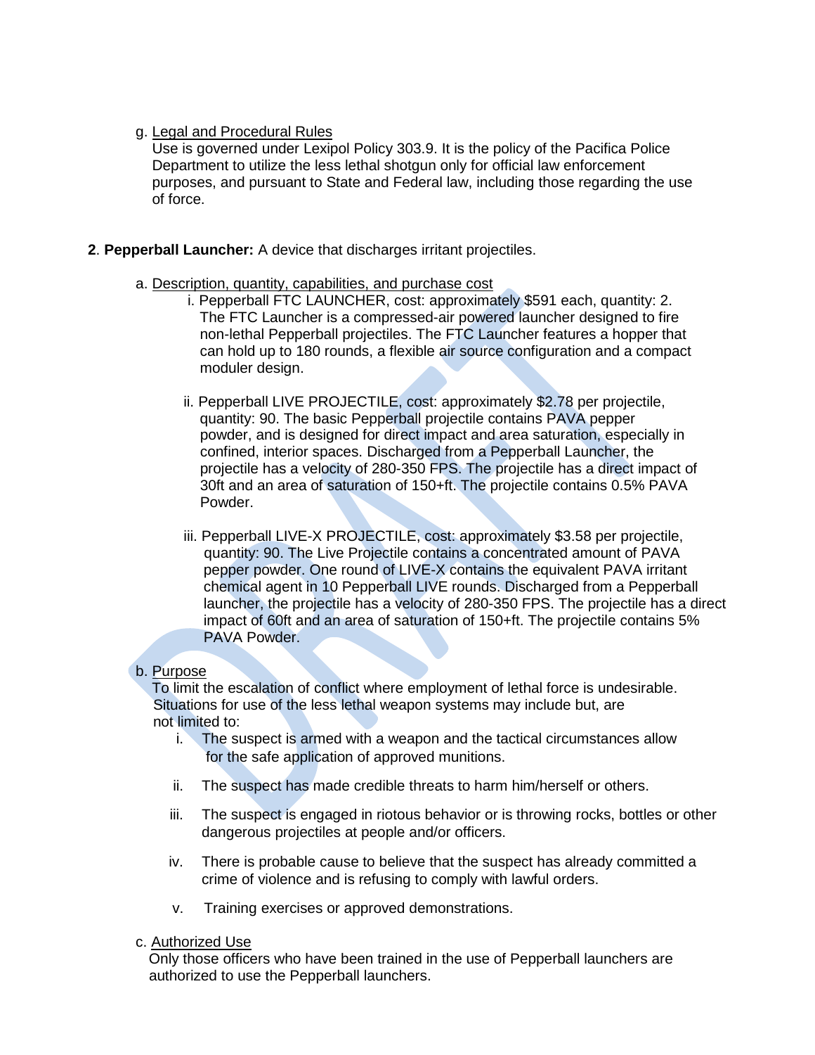g. Legal and Procedural Rules
Use is governed under Lexipol Policy 303.9. It is the policy of the Pacifica Police Department to utilize the less lethal shotgun only for official law enforcement purposes, and pursuant to State and Federal law, including those regarding the use of force.

**2**. **Pepperball Launcher:** A device that discharges irritant projectiles.

a. Description, quantity, capabilities, and purchase cost

i. Pepperball FTC LAUNCHER, cost: approximately $591 each, quantity: 2. The FTC Launcher is a compressed-air powered launcher designed to fire non-lethal Pepperball projectiles. The FTC Launcher features a hopper that can hold up to 180 rounds, a flexible air source configuration and a compact moduler design.

ii. Pepperball LIVE PROJECTILE, cost: approximately $2.78 per projectile, quantity: 90. The basic Pepperball projectile contains PAVA pepper powder, and is designed for direct impact and area saturation, especially in confined, interior spaces. Discharged from a Pepperball Launcher, the projectile has a velocity of 280-350 FPS. The projectile has a direct impact of 30ft and an area of saturation of 150+ft. The projectile contains 0.5% PAVA Powder.

iii. Pepperball LIVE-X PROJECTILE, cost: approximately $3.58 per projectile, quantity: 90. The Live Projectile contains a concentrated amount of PAVA pepper powder. One round of LIVE-X contains the equivalent PAVA irritant chemical agent in 10 Pepperball LIVE rounds. Discharged from a Pepperball launcher, the projectile has a velocity of 280-350 FPS. The projectile has a direct impact of 60ft and an area of saturation of 150+ft. The projectile contains 5% PAVA Powder.

b. Purpose
To limit the escalation of conflict where employment of lethal force is undesirable. Situations for use of the less lethal weapon systems may include but, are not limited to:

i. The suspect is armed with a weapon and the tactical circumstances allow for the safe application of approved munitions.

ii. The suspect has made credible threats to harm him/herself or others.

iii. The suspect is engaged in riotous behavior or is throwing rocks, bottles or other dangerous projectiles at people and/or officers.

iv. There is probable cause to believe that the suspect has already committed a crime of violence and is refusing to comply with lawful orders.

v. Training exercises or approved demonstrations.

c. Authorized Use
Only those officers who have been trained in the use of Pepperball launchers are authorized to use the Pepperball launchers.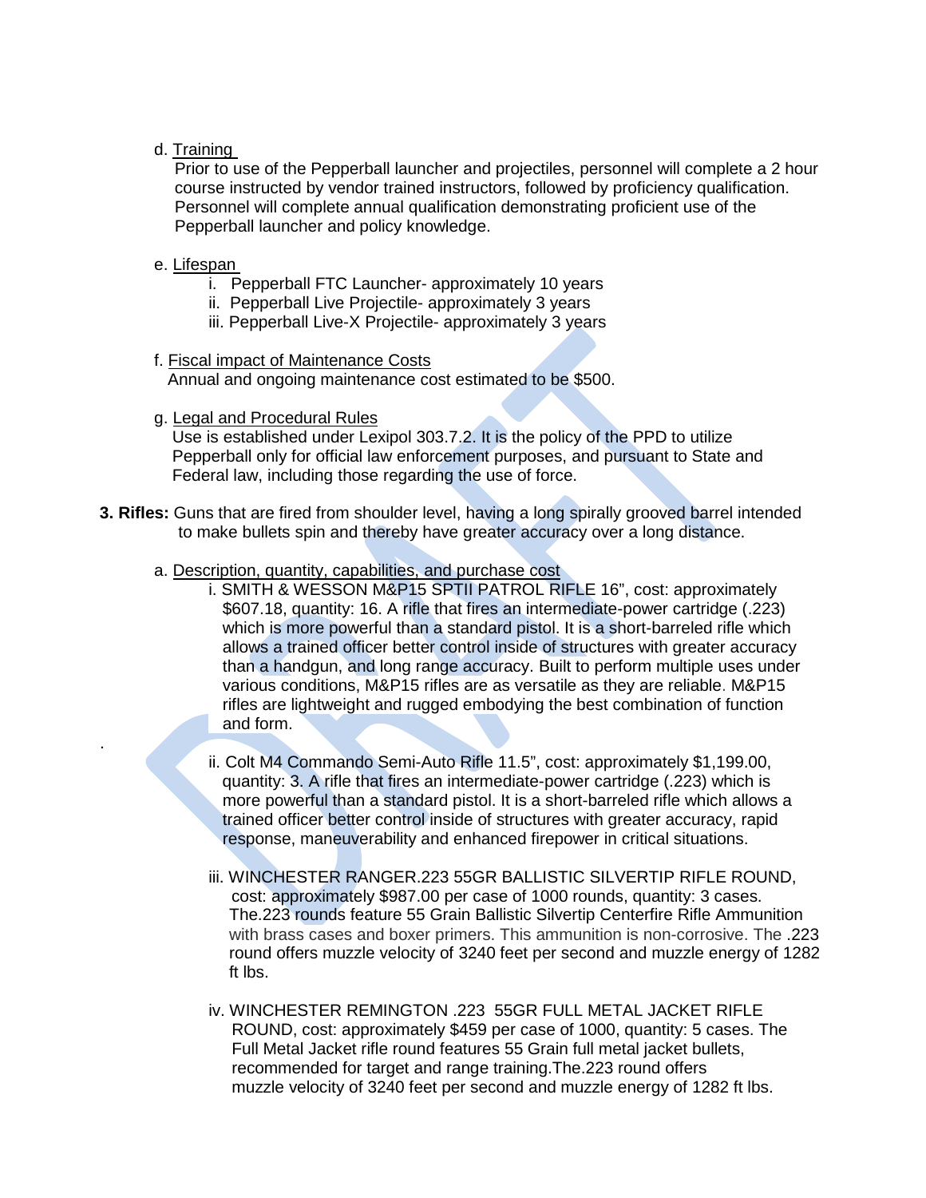d. Training

Prior to use of the Pepperball launcher and projectiles, personnel will complete a 2 hour course instructed by vendor trained instructors, followed by proficiency qualification. Personnel will complete annual qualification demonstrating proficient use of the Pepperball launcher and policy knowledge.

e. Lifespan

i. Pepperball FTC Launcher- approximately 10 years
ii. Pepperball Live Projectile- approximately 3 years
iii. Pepperball Live-X Projectile- approximately 3 years

f. Fiscal impact of Maintenance Costs

Annual and ongoing maintenance cost estimated to be $500.

g. Legal and Procedural Rules

Use is established under Lexipol 303.7.2. It is the policy of the PPD to utilize Pepperball only for official law enforcement purposes, and pursuant to State and Federal law, including those regarding the use of force.

**3. Rifles:** Guns that are fired from shoulder level, having a long spirally grooved barrel intended to make bullets spin and thereby have greater accuracy over a long distance.

a. Description, quantity, capabilities, and purchase cost

i. SMITH & WESSON M&P15 SPTII PATROL RIFLE 16", cost: approximately $607.18, quantity: 16. A rifle that fires an intermediate-power cartridge (.223) which is more powerful than a standard pistol. It is a short-barreled rifle which allows a trained officer better control inside of structures with greater accuracy than a handgun, and long range accuracy. Built to perform multiple uses under various conditions, M&P15 rifles are as versatile as they are reliable. M&P15 rifles are lightweight and rugged embodying the best combination of function and form.

ii. Colt M4 Commando Semi-Auto Rifle 11.5", cost: approximately $1,199.00, quantity: 3. A rifle that fires an intermediate-power cartridge (.223) which is more powerful than a standard pistol. It is a short-barreled rifle which allows a trained officer better control inside of structures with greater accuracy, rapid response, maneuverability and enhanced firepower in critical situations.

iii. WINCHESTER RANGER.223 55GR BALLISTIC SILVERTIP RIFLE ROUND, cost: approximately $987.00 per case of 1000 rounds, quantity: 3 cases. The.223 rounds feature 55 Grain Ballistic Silvertip Centerfire Rifle Ammunition with brass cases and boxer primers. This ammunition is non-corrosive. The .223 round offers muzzle velocity of 3240 feet per second and muzzle energy of 1282 ft lbs.

iv. WINCHESTER REMINGTON .223 55GR FULL METAL JACKET RIFLE ROUND, cost: approximately $459 per case of 1000, quantity: 5 cases. The Full Metal Jacket rifle round features 55 Grain full metal jacket bullets, recommended for target and range training.The.223 round offers muzzle velocity of 3240 feet per second and muzzle energy of 1282 ft lbs.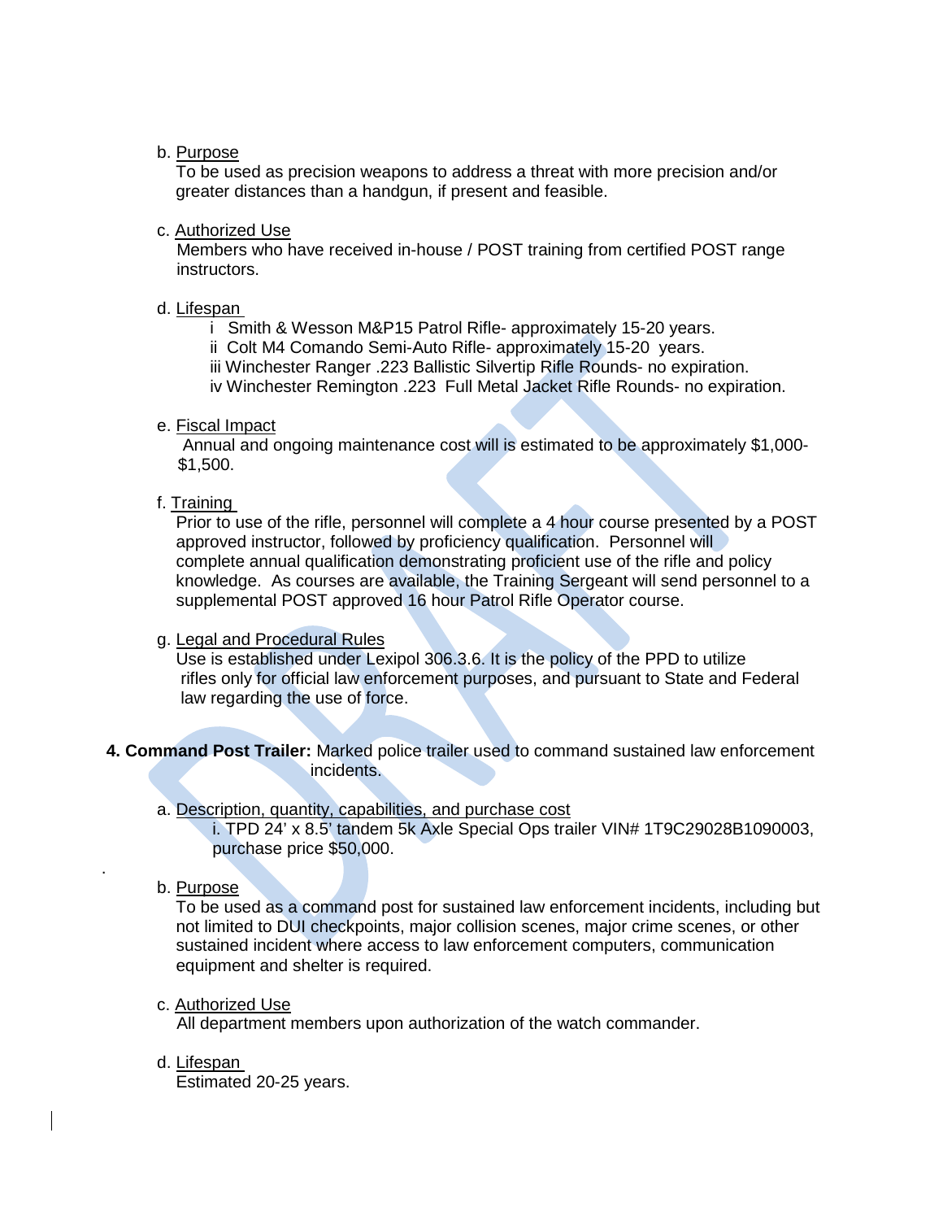b. Purpose

To be used as precision weapons to address a threat with more precision and/or greater distances than a handgun, if present and feasible.

c. Authorized Use

Members who have received in-house / POST training from certified POST range instructors.

d. Lifespan

- i Smith & Wesson M&P15 Patrol Rifle- approximately 15-20 years.
- ii Colt M4 Comando Semi-Auto Rifle- approximately 15-20 years.
- iii Winchester Ranger .223 Ballistic Silvertip Rifle Rounds- no expiration.
- iv Winchester Remington .223 Full Metal Jacket Rifle Rounds- no expiration.

e. Fiscal Impact

Annual and ongoing maintenance cost will is estimated to be approximately $1,000-$1,500.

f. Training

Prior to use of the rifle, personnel will complete a 4 hour course presented by a POST approved instructor, followed by proficiency qualification. Personnel will complete annual qualification demonstrating proficient use of the rifle and policy knowledge. As courses are available, the Training Sergeant will send personnel to a supplemental POST approved 16 hour Patrol Rifle Operator course.

g. Legal and Procedural Rules

Use is established under Lexipol 306.3.6. It is the policy of the PPD to utilize rifles only for official law enforcement purposes, and pursuant to State and Federal law regarding the use of force.

**4. Command Post Trailer:** Marked police trailer used to command sustained law enforcement incidents.

a. Description, quantity, capabilities, and purchase cost

i. TPD 24' x 8.5' tandem 5k Axle Special Ops trailer VIN# 1T9C29028B1090003, purchase price $50,000.

b. Purpose

To be used as a command post for sustained law enforcement incidents, including but not limited to DUI checkpoints, major collision scenes, major crime scenes, or other sustained incident where access to law enforcement computers, communication equipment and shelter is required.

c. Authorized Use

All department members upon authorization of the watch commander.

d. Lifespan

Estimated 20-25 years.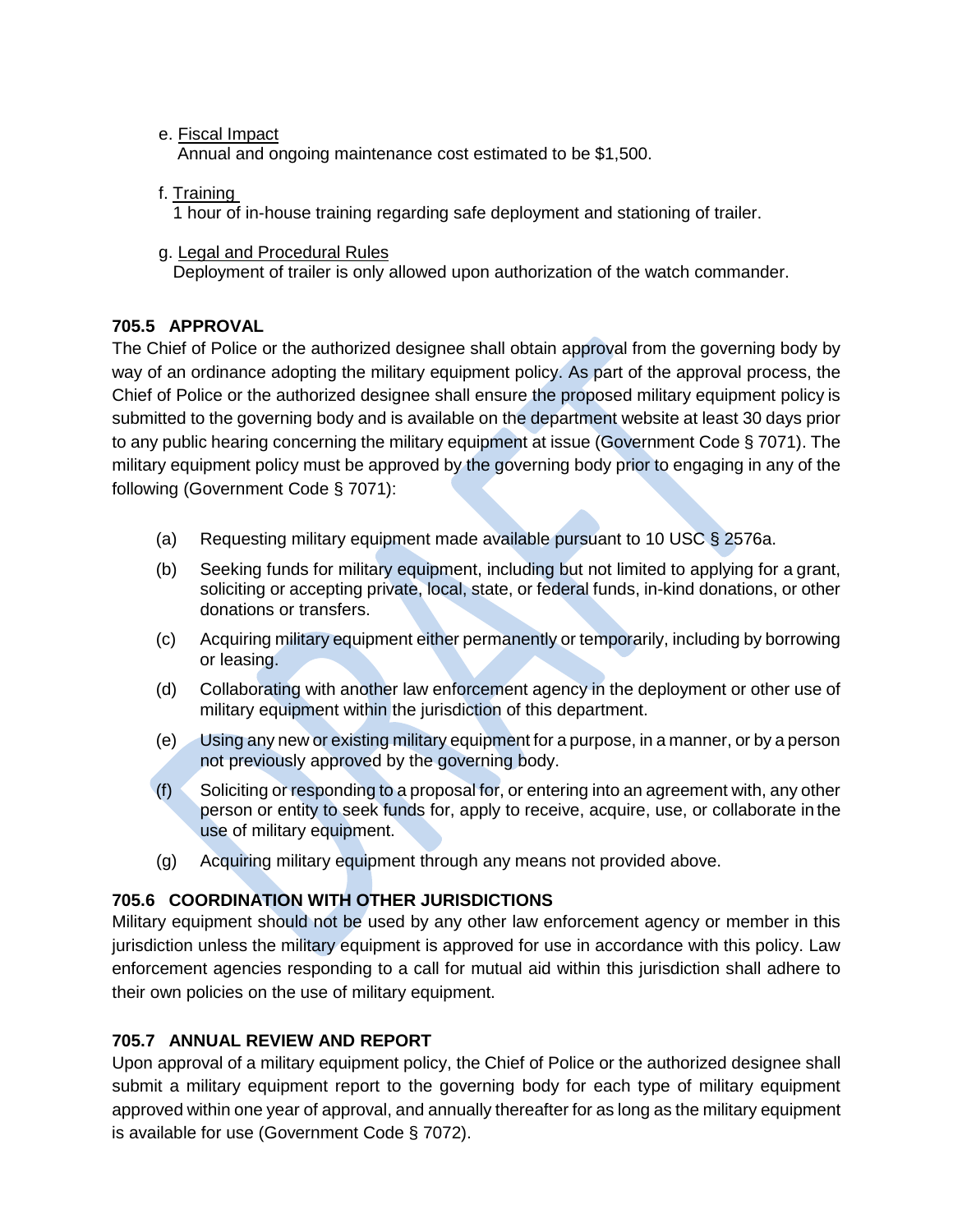e. Fiscal Impact
 Annual and ongoing maintenance cost estimated to be $1,500.

f. Training
 1 hour of in-house training regarding safe deployment and stationing of trailer.

g. Legal and Procedural Rules
 Deployment of trailer is only allowed upon authorization of the watch commander.

### 705.5 APPROVAL

The Chief of Police or the authorized designee shall obtain approval from the governing body by way of an ordinance adopting the military equipment policy. As part of the approval process, the Chief of Police or the authorized designee shall ensure the proposed military equipment policy is submitted to the governing body and is available on the department website at least 30 days prior to any public hearing concerning the military equipment at issue (Government Code § 7071). The military equipment policy must be approved by the governing body prior to engaging in any of the following (Government Code § 7071):

(a) Requesting military equipment made available pursuant to 10 USC § 2576a.

(b) Seeking funds for military equipment, including but not limited to applying for a grant, soliciting or accepting private, local, state, or federal funds, in-kind donations, or other donations or transfers.

(c) Acquiring military equipment either permanently or temporarily, including by borrowing or leasing.

(d) Collaborating with another law enforcement agency in the deployment or other use of military equipment within the jurisdiction of this department.

(e) Using any new or existing military equipment for a purpose, in a manner, or by a person not previously approved by the governing body.

(f) Soliciting or responding to a proposal for, or entering into an agreement with, any other person or entity to seek funds for, apply to receive, acquire, use, or collaborate in the use of military equipment.

(g) Acquiring military equipment through any means not provided above.

### 705.6 COORDINATION WITH OTHER JURISDICTIONS

Military equipment should not be used by any other law enforcement agency or member in this jurisdiction unless the military equipment is approved for use in accordance with this policy. Law enforcement agencies responding to a call for mutual aid within this jurisdiction shall adhere to their own policies on the use of military equipment.

### 705.7 ANNUAL REVIEW AND REPORT

Upon approval of a military equipment policy, the Chief of Police or the authorized designee shall submit a military equipment report to the governing body for each type of military equipment approved within one year of approval, and annually thereafter for as long as the military equipment is available for use (Government Code § 7072).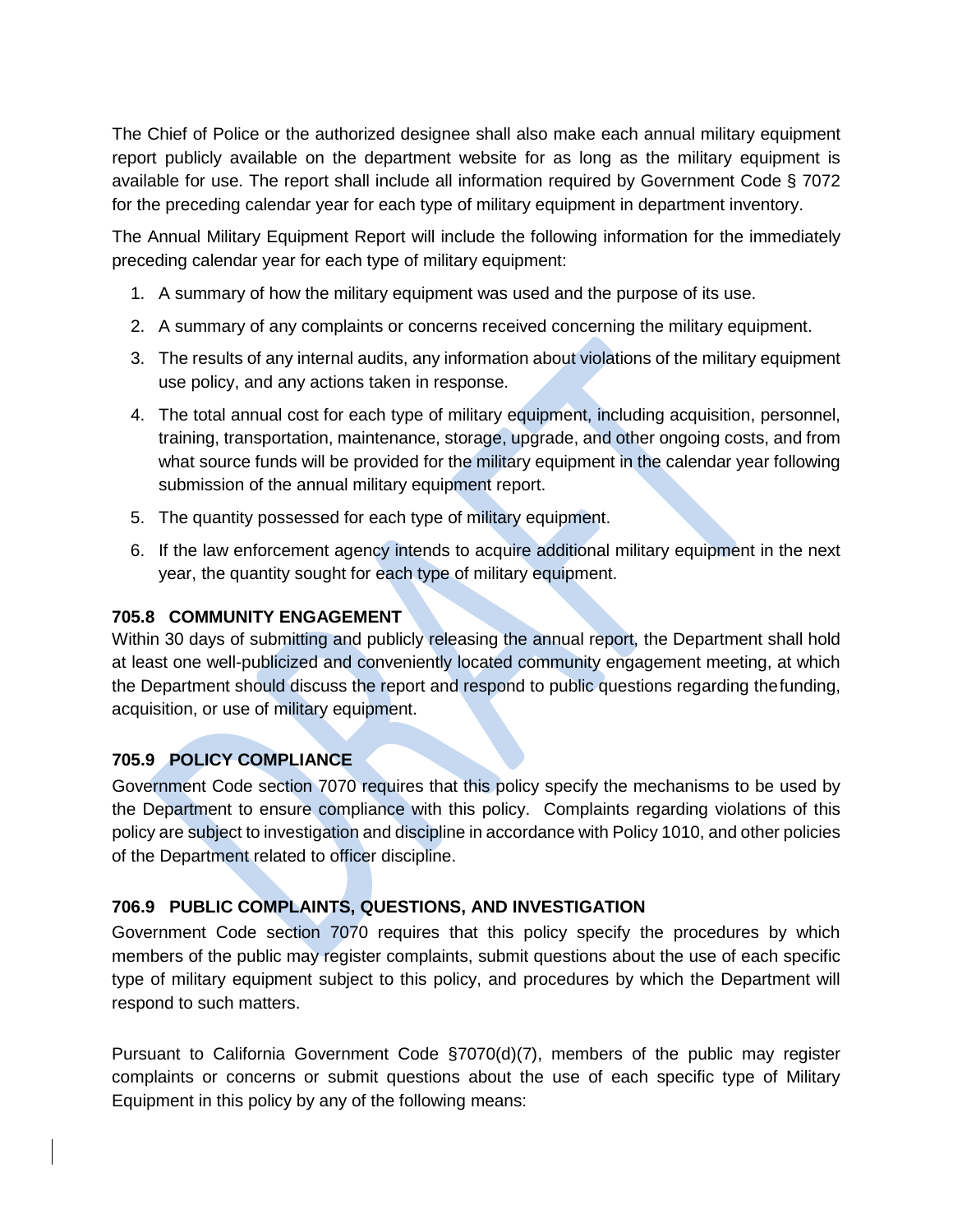The Chief of Police or the authorized designee shall also make each annual military equipment report publicly available on the department website for as long as the military equipment is available for use. The report shall include all information required by Government Code § 7072 for the preceding calendar year for each type of military equipment in department inventory.

The Annual Military Equipment Report will include the following information for the immediately preceding calendar year for each type of military equipment:

1. A summary of how the military equipment was used and the purpose of its use.
2. A summary of any complaints or concerns received concerning the military equipment.
3. The results of any internal audits, any information about violations of the military equipment use policy, and any actions taken in response.
4. The total annual cost for each type of military equipment, including acquisition, personnel, training, transportation, maintenance, storage, upgrade, and other ongoing costs, and from what source funds will be provided for the military equipment in the calendar year following submission of the annual military equipment report.
5. The quantity possessed for each type of military equipment.
6. If the law enforcement agency intends to acquire additional military equipment in the next year, the quantity sought for each type of military equipment.

**705.8 COMMUNITY ENGAGEMENT**

Within 30 days of submitting and publicly releasing the annual report, the Department shall hold at least one well-publicized and conveniently located community engagement meeting, at which the Department should discuss the report and respond to public questions regarding thefunding, acquisition, or use of military equipment.

**705.9 POLICY COMPLIANCE**

Government Code section 7070 requires that this policy specify the mechanisms to be used by the Department to ensure compliance with this policy. Complaints regarding violations of this policy are subject to investigation and discipline in accordance with Policy 1010, and other policies of the Department related to officer discipline.

**706.9 PUBLIC COMPLAINTS, QUESTIONS, AND INVESTIGATION**

Government Code section 7070 requires that this policy specify the procedures by which members of the public may register complaints, submit questions about the use of each specific type of military equipment subject to this policy, and procedures by which the Department will respond to such matters.

Pursuant to California Government Code §7070(d)(7), members of the public may register complaints or concerns or submit questions about the use of each specific type of Military Equipment in this policy by any of the following means: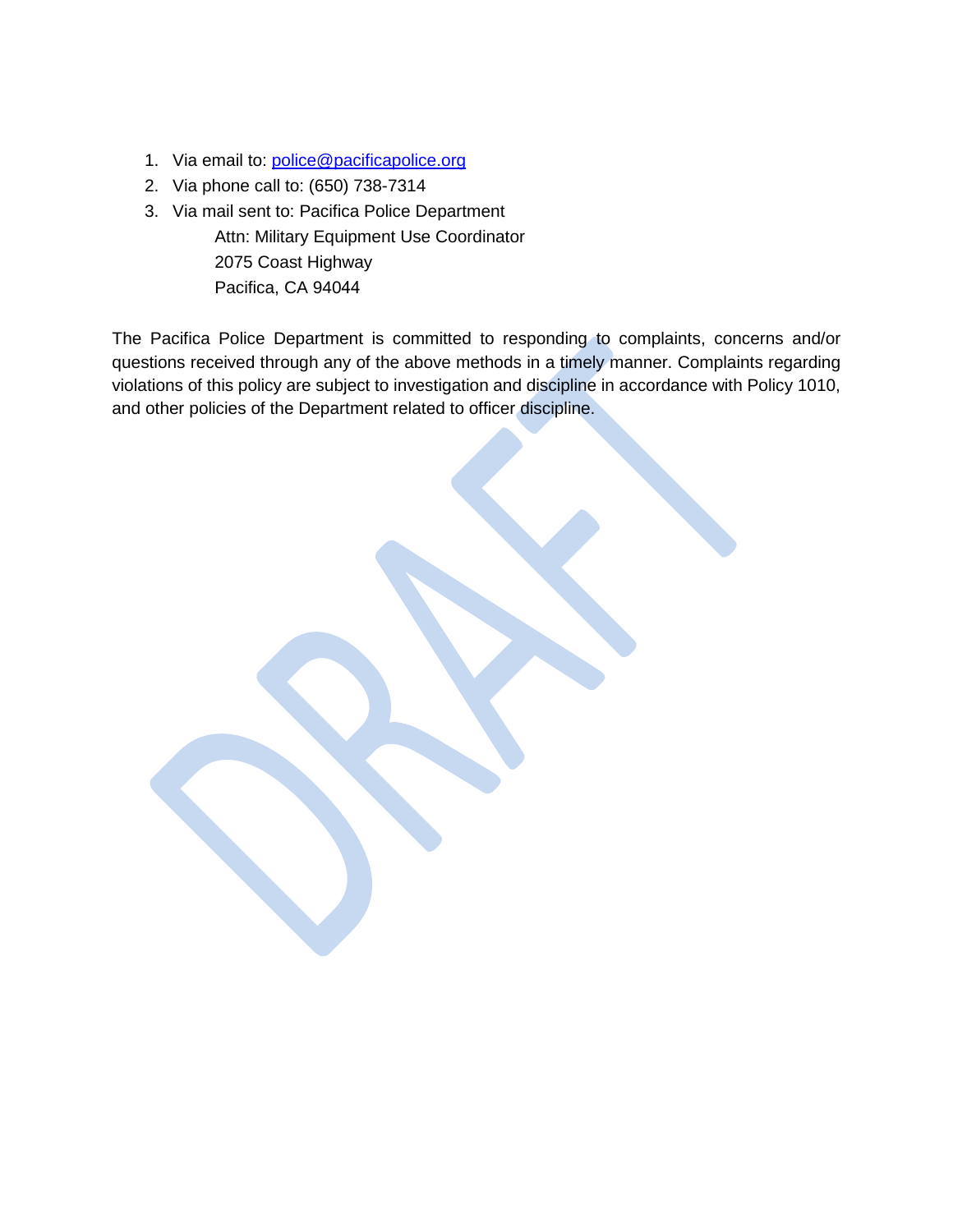1. Via email to: police@pacificapolice.org
2. Via phone call to: (650) 738-7314
3. Via mail sent to: Pacifica Police Department
   Attn: Military Equipment Use Coordinator
   2075 Coast Highway
   Pacifica, CA 94044

The Pacifica Police Department is committed to responding to complaints, concerns and/or questions received through any of the above methods in a timely manner. Complaints regarding violations of this policy are subject to investigation and discipline in accordance with Policy 1010, and other policies of the Department related to officer discipline.